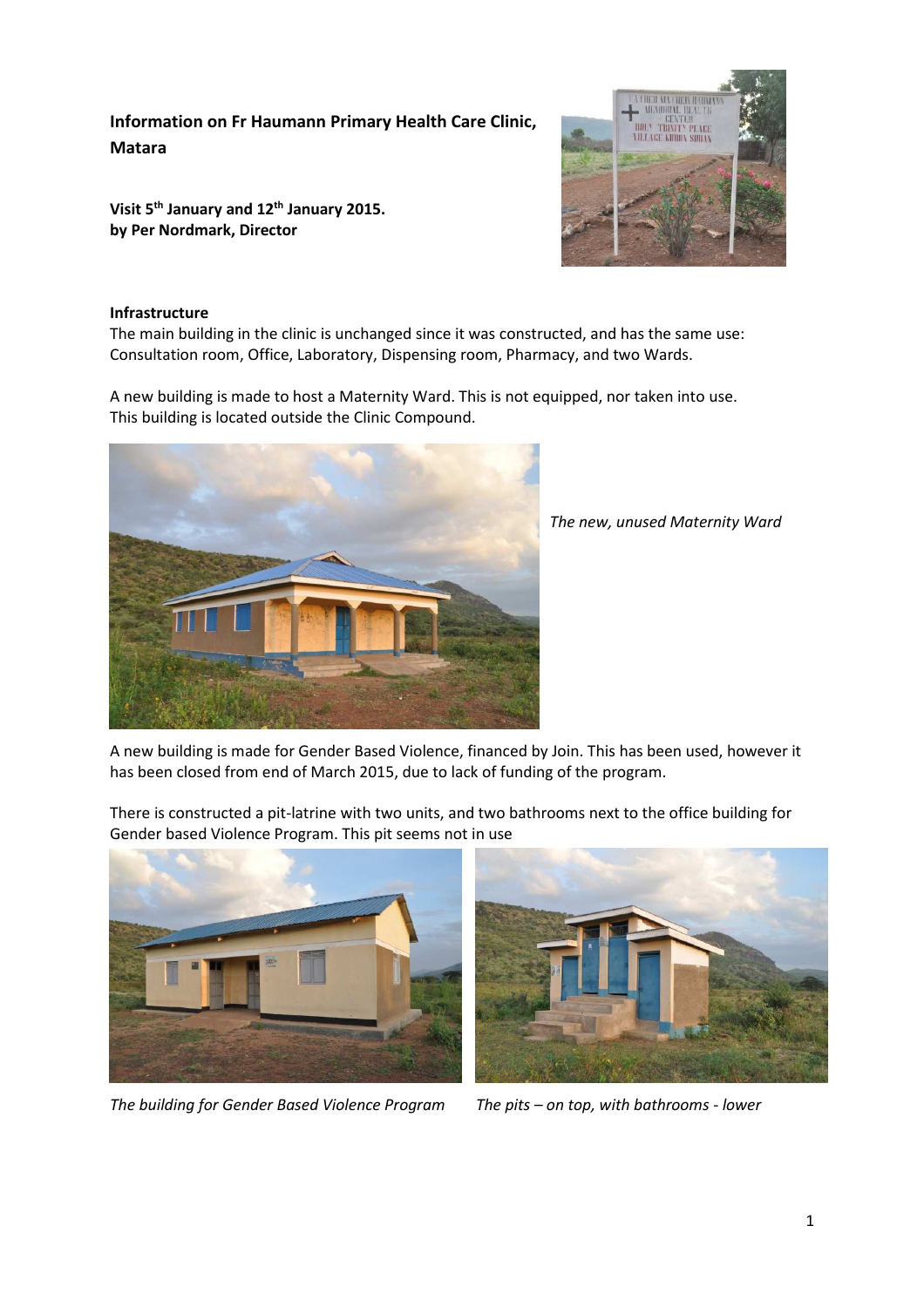**Information on Fr Haumann Primary Health Care Clinic, Matara**

**Visit 5th January and 12th January 2015.**
**by Per Nordmark, Director**

**Infrastructure**

The main building in the clinic is unchanged since it was constructed, and has the same use: Consultation room, Office, Laboratory, Dispensing room, Pharmacy, and two Wards.

A new building is made to host a Maternity Ward. This is not equipped, nor taken into use. This building is located outside the Clinic Compound.

*The new, unused Maternity Ward*

A new building is made for Gender Based Violence, financed by Join. This has been used, however it has been closed from end of March 2015, due to lack of funding of the program.

There is constructed a pit-latrine with two units, and two bathrooms next to the office building for Gender based Violence Program. This pit seems not in use

*The building for Gender Based Violence Program*

*The pits – on top, with bathrooms - lower*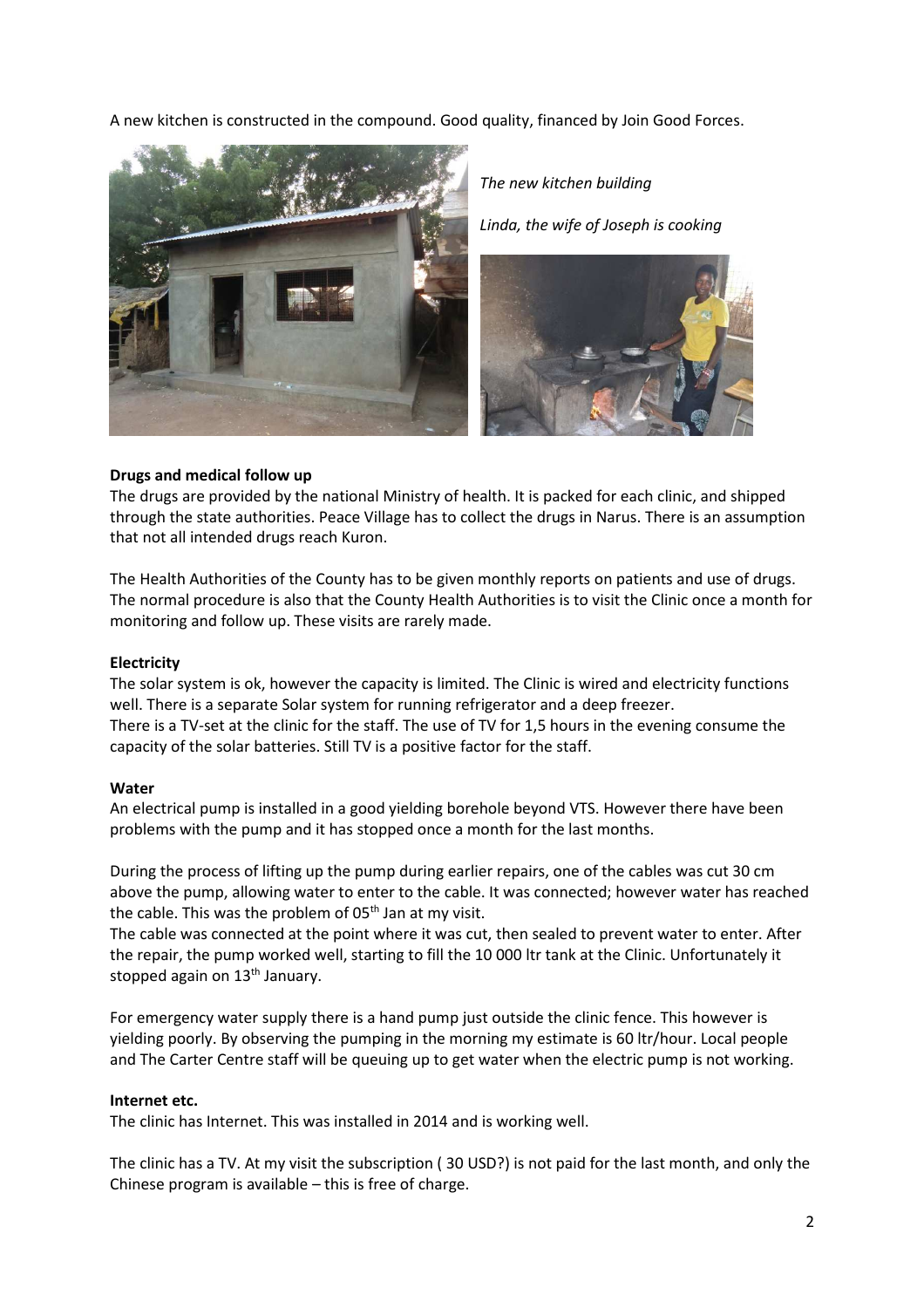A new kitchen is constructed in the compound. Good quality, financed by Join Good Forces.

*The new kitchen building*

*Linda, the wife of Joseph is cooking*

**Drugs and medical follow up**

The drugs are provided by the national Ministry of health. It is packed for each clinic, and shipped through the state authorities. Peace Village has to collect the drugs in Narus. There is an assumption that not all intended drugs reach Kuron.

The Health Authorities of the County has to be given monthly reports on patients and use of drugs. The normal procedure is also that the County Health Authorities is to visit the Clinic once a month for monitoring and follow up. These visits are rarely made.

**Electricity**

The solar system is ok, however the capacity is limited. The Clinic is wired and electricity functions well. There is a separate Solar system for running refrigerator and a deep freezer.
There is a TV-set at the clinic for the staff. The use of TV for 1,5 hours in the evening consume the capacity of the solar batteries. Still TV is a positive factor for the staff.

**Water**

An electrical pump is installed in a good yielding borehole beyond VTS. However there have been problems with the pump and it has stopped once a month for the last months.

During the process of lifting up the pump during earlier repairs, one of the cables was cut 30 cm above the pump, allowing water to enter to the cable. It was connected; however water has reached the cable. This was the problem of 05th Jan at my visit.
The cable was connected at the point where it was cut, then sealed to prevent water to enter. After the repair, the pump worked well, starting to fill the 10 000 ltr tank at the Clinic. Unfortunately it stopped again on 13th January.

For emergency water supply there is a hand pump just outside the clinic fence. This however is yielding poorly. By observing the pumping in the morning my estimate is 60 ltr/hour. Local people and The Carter Centre staff will be queuing up to get water when the electric pump is not working.

**Internet etc.**

The clinic has Internet. This was installed in 2014 and is working well.

The clinic has a TV. At my visit the subscription ( 30 USD?) is not paid for the last month, and only the Chinese program is available – this is free of charge.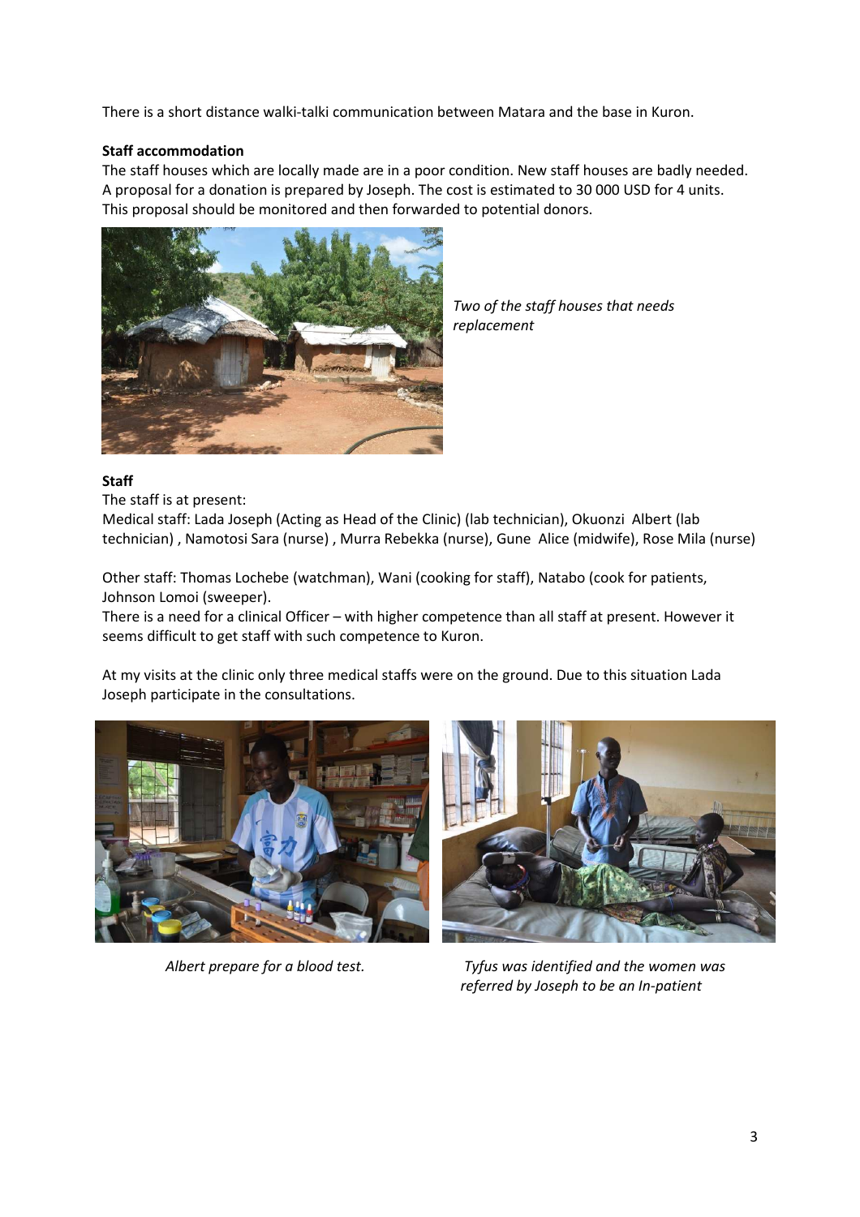There is a short distance walki-talki communication between Matara and the base in Kuron.

**Staff accommodation**

The staff houses which are locally made are in a poor condition. New staff houses are badly needed. A proposal for a donation is prepared by Joseph. The cost is estimated to 30 000 USD for 4 units. This proposal should be monitored and then forwarded to potential donors.

*Two of the staff houses that needs replacement*

**Staff**

The staff is at present:

Medical staff: Lada Joseph (Acting as Head of the Clinic) (lab technician), Okuonzi Albert (lab technician) , Namotosi Sara (nurse) , Murra Rebekka (nurse), Gune Alice (midwife), Rose Mila (nurse)

Other staff: Thomas Lochebe (watchman), Wani (cooking for staff), Natabo (cook for patients, Johnson Lomoi (sweeper).

There is a need for a clinical Officer – with higher competence than all staff at present. However it seems difficult to get staff with such competence to Kuron.

At my visits at the clinic only three medical staffs were on the ground. Due to this situation Lada Joseph participate in the consultations.

*Albert prepare for a blood test.*

*Tyfus was identified and the women was referred by Joseph to be an In-patient*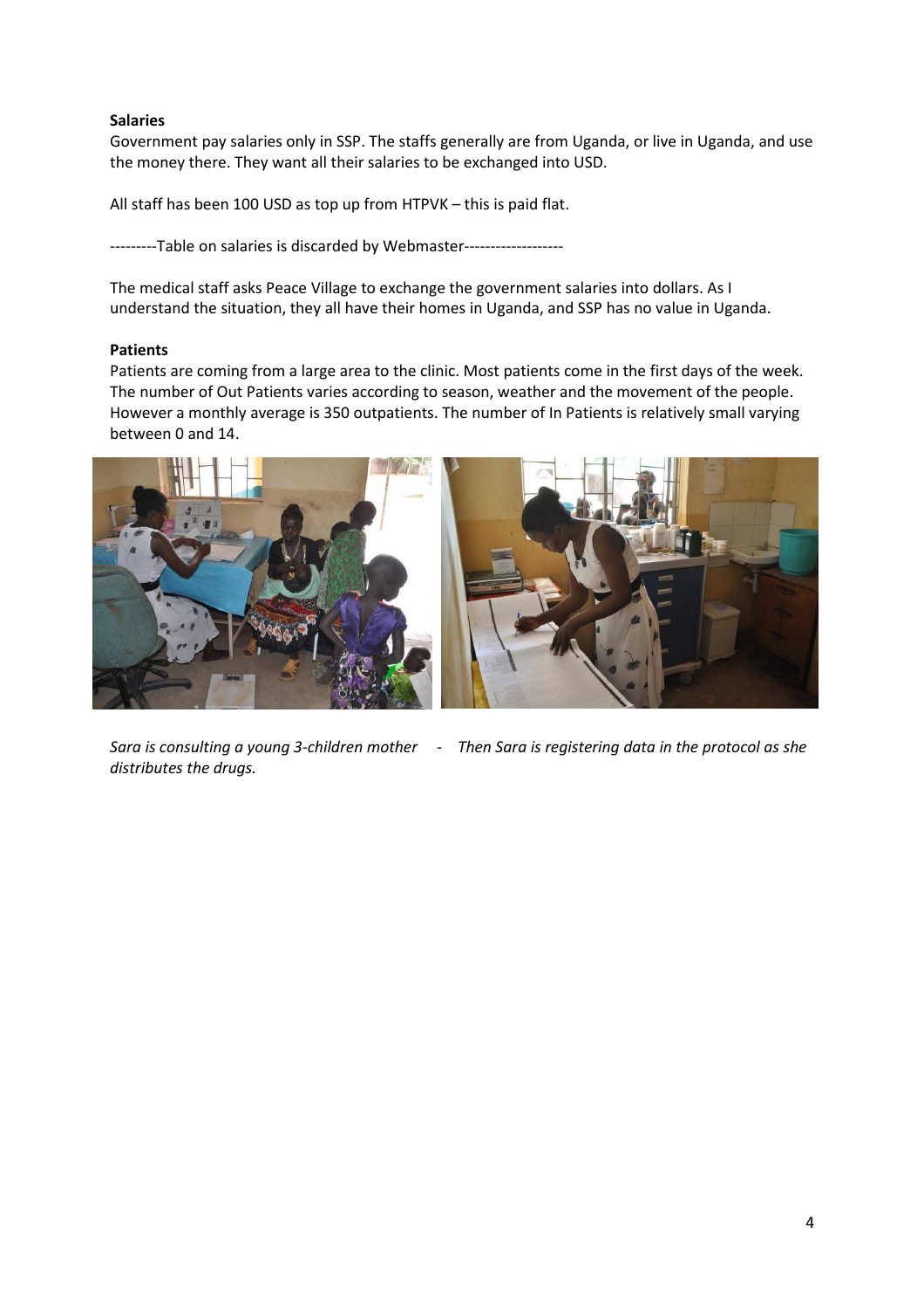**Salaries**

Government pay salaries only in SSP. The staffs generally are from Uganda, or live in Uganda, and use the money there. They want all their salaries to be exchanged into USD.

All staff has been 100 USD as top up from HTPVK – this is paid flat.

---------Table on salaries is discarded by Webmaster-------------------

The medical staff asks Peace Village to exchange the government salaries into dollars. As I understand the situation, they all have their homes in Uganda, and SSP has no value in Uganda.

**Patients**

Patients are coming from a large area to the clinic. Most patients come in the first days of the week. The number of Out Patients varies according to season, weather and the movement of the people. However a monthly average is 350 outpatients. The number of In Patients is relatively small varying between 0 and 14.

*Sara is consulting a young 3-children mother - Then Sara is registering data in the protocol as she distributes the drugs.*